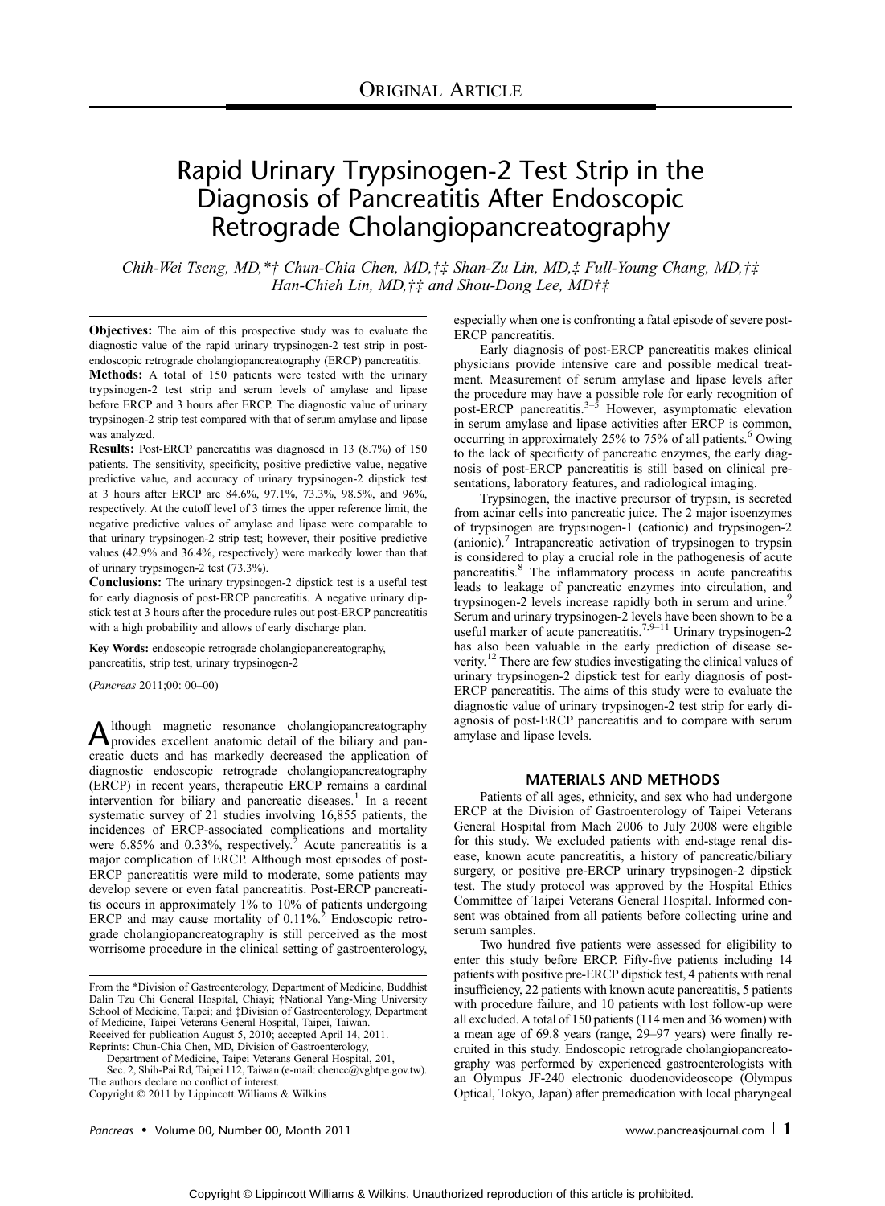ORIGINAL ARTICLE

# Rapid Urinary Trypsinogen-2 Test Strip in the Diagnosis of Pancreatitis After Endoscopic Retrograde Cholangiopancreatography

*Chih-Wei Tseng, MD,\*† Chun-Chia Chen, MD,†‡ Shan-Zu Lin, MD,‡ Full-Young Chang, MD,†‡ Han-Chieh Lin, MD,†‡ and Shou-Dong Lee, MD†‡*

**Objectives:** The aim of this prospective study was to evaluate the diagnostic value of the rapid urinary trypsinogen-2 test strip in post-endoscopic retrograde cholangiopancreatography (ERCP) pancreatitis.

**Methods:** A total of 150 patients were tested with the urinary trypsinogen-2 test strip and serum levels of amylase and lipase before ERCP and 3 hours after ERCP. The diagnostic value of urinary trypsinogen-2 strip test compared with that of serum amylase and lipase was analyzed.

**Results:** Post-ERCP pancreatitis was diagnosed in 13 (8.7%) of 150 patients. The sensitivity, specificity, positive predictive value, negative predictive value, and accuracy of urinary trypsinogen-2 dipstick test at 3 hours after ERCP are 84.6%, 97.1%, 73.3%, 98.5%, and 96%, respectively. At the cutoff level of 3 times the upper reference limit, the negative predictive values of amylase and lipase were comparable to that urinary trypsinogen-2 strip test; however, their positive predictive values (42.9% and 36.4%, respectively) were markedly lower than that of urinary trypsinogen-2 test (73.3%).

**Conclusions:** The urinary trypsinogen-2 dipstick test is a useful test for early diagnosis of post-ERCP pancreatitis. A negative urinary dipstick test at 3 hours after the procedure rules out post-ERCP pancreatitis with a high probability and allows of early discharge plan.

**Key Words:** endoscopic retrograde cholangiopancreatography, pancreatitis, strip test, urinary trypsinogen-2

(*Pancreas* 2011;00: 00–00)

Although magnetic resonance cholangiopancreatography provides excellent anatomic detail of the biliary and pancreatic ducts and has markedly decreased the application of diagnostic endoscopic retrograde cholangiopancreatography (ERCP) in recent years, therapeutic ERCP remains a cardinal intervention for biliary and pancreatic diseases.[1] In a recent systematic survey of 21 studies involving 16,855 patients, the incidences of ERCP-associated complications and mortality were 6.85% and 0.33%, respectively.[2] Acute pancreatitis is a major complication of ERCP. Although most episodes of post-ERCP pancreatitis were mild to moderate, some patients may develop severe or even fatal pancreatitis. Post-ERCP pancreatitis occurs in approximately 1% to 10% of patients undergoing ERCP and may cause mortality of 0.11%.[2] Endoscopic retrograde cholangiopancreatography is still perceived as the most worrisome procedure in the clinical setting of gastroenterology, especially when one is confronting a fatal episode of severe post-ERCP pancreatitis.

Early diagnosis of post-ERCP pancreatitis makes clinical physicians provide intensive care and possible medical treatment. Measurement of serum amylase and lipase levels after the procedure may have a possible role for early recognition of post-ERCP pancreatitis.[3–5] However, asymptomatic elevation in serum amylase and lipase activities after ERCP is common, occurring in approximately 25% to 75% of all patients.[6] Owing to the lack of specificity of pancreatic enzymes, the early diagnosis of post-ERCP pancreatitis is still based on clinical presentations, laboratory features, and radiological imaging.

Trypsinogen, the inactive precursor of trypsin, is secreted from acinar cells into pancreatic juice. The 2 major isoenzymes of trypsinogen are trypsinogen-1 (cationic) and trypsinogen-2 (anionic).[7] Intrapancreatic activation of trypsinogen to trypsin is considered to play a crucial role in the pathogenesis of acute pancreatitis.[8] The inflammatory process in acute pancreatitis leads to leakage of pancreatic enzymes into circulation, and trypsinogen-2 levels increase rapidly both in serum and urine.[9] Serum and urinary trypsinogen-2 levels have been shown to be a useful marker of acute pancreatitis.[7,9–11] Urinary trypsinogen-2 has also been valuable in the early prediction of disease severity.[12] There are few studies investigating the clinical values of urinary trypsinogen-2 dipstick test for early diagnosis of post-ERCP pancreatitis. The aims of this study were to evaluate the diagnostic value of urinary trypsinogen-2 test strip for early diagnosis of post-ERCP pancreatitis and to compare with serum amylase and lipase levels.

## MATERIALS AND METHODS

Patients of all ages, ethnicity, and sex who had undergone ERCP at the Division of Gastroenterology of Taipei Veterans General Hospital from Mach 2006 to July 2008 were eligible for this study. We excluded patients with end-stage renal disease, known acute pancreatitis, a history of pancreatic/biliary surgery, or positive pre-ERCP urinary trypsinogen-2 dipstick test. The study protocol was approved by the Hospital Ethics Committee of Taipei Veterans General Hospital. Informed consent was obtained from all patients before collecting urine and serum samples.

Two hundred five patients were assessed for eligibility to enter this study before ERCP. Fifty-five patients including 14 patients with positive pre-ERCP dipstick test, 4 patients with renal insufficiency, 22 patients with known acute pancreatitis, 5 patients with procedure failure, and 10 patients with lost follow-up were all excluded. A total of 150 patients (114 men and 36 women) with a mean age of 69.8 years (range, 29–97 years) were finally recruited in this study. Endoscopic retrograde cholangiopancreatography was performed by experienced gastroenterologists with an Olympus JF-240 electronic duodenovideoscope (Olympus Optical, Tokyo, Japan) after premedication with local pharyngeal

From the \*Division of Gastroenterology, Department of Medicine, Buddhist Dalin Tzu Chi General Hospital, Chiayi; †National Yang-Ming University School of Medicine, Taipei; and ‡Division of Gastroenterology, Department of Medicine, Taipei Veterans General Hospital, Taipei, Taiwan.
Received for publication August 5, 2010; accepted April 14, 2011.
Reprints: Chun-Chia Chen, MD, Division of Gastroenterology, Department of Medicine, Taipei Veterans General Hospital, 201, Sec. 2, Shih-Pai Rd, Taipei 112, Taiwan (e-mail: chencc@vghtpe.gov.tw).
The authors declare no conflict of interest.
Copyright © 2011 by Lippincott Williams & Wilkins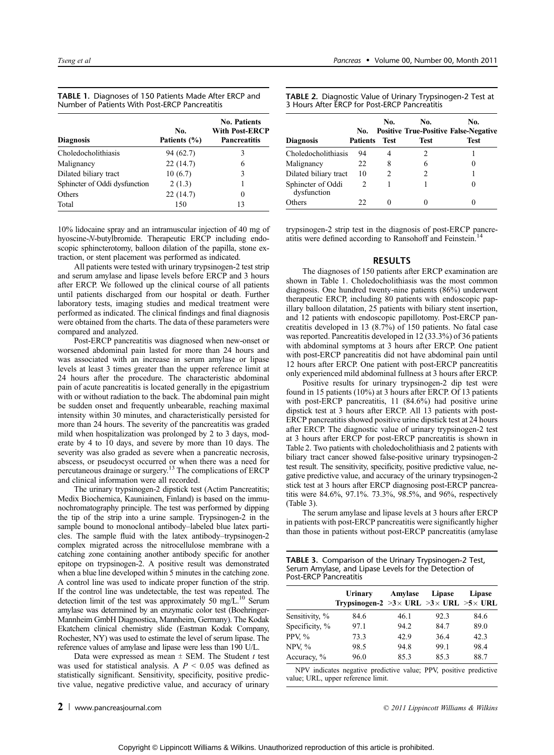**TABLE 1.** Diagnoses of 150 Patients Made After ERCP and Number of Patients With Post-ERCP Pancreatitis

| Diagnosis | No. Patients (%) | No. Patients With Post-ERCP Pancreatitis |
|---|---|---|
| Choledocholithiasis | 94 (62.7) | 3 |
| Malignancy | 22 (14.7) | 6 |
| Dilated biliary tract | 10 (6.7) | 3 |
| Sphincter of Oddi dysfunction | 2 (1.3) | 1 |
| Others | 22 (14.7) | 0 |
| Total | 150 | 13 |

10% lidocaine spray and an intramuscular injection of 40 mg of hyoscine-*N*-butylbromide. Therapeutic ERCP including endoscopic sphincterotomy, balloon dilation of the papilla, stone extraction, or stent placement was performed as indicated.

All patients were tested with urinary trypsinogen-2 test strip and serum amylase and lipase levels before ERCP and 3 hours after ERCP. We followed up the clinical course of all patients until patients discharged from our hospital or death. Further laboratory tests, imaging studies and medical treatment were performed as indicated. The clinical findings and final diagnosis were obtained from the charts. The data of these parameters were compared and analyzed.

Post-ERCP pancreatitis was diagnosed when new-onset or worsened abdominal pain lasted for more than 24 hours and was associated with an increase in serum amylase or lipase levels at least 3 times greater than the upper reference limit at 24 hours after the procedure. The characteristic abdominal pain of acute pancreatitis is located generally in the epigastrium with or without radiation to the back. The abdominal pain might be sudden onset and frequently unbearable, reaching maximal intensity within 30 minutes, and characteristically persisted for more than 24 hours. The severity of the pancreatitis was graded mild when hospitalization was prolonged by 2 to 3 days, moderate by 4 to 10 days, and severe by more than 10 days. The severity was also graded as severe when a pancreatic necrosis, abscess, or pseudocyst occurred or when there was a need for percutaneous drainage or surgery.[13] The complications of ERCP and clinical information were all recorded.

The urinary trypsinogen-2 dipstick test (Actim Pancreatitis; Medix Biochemica, Kauniainen, Finland) is based on the immunochromatography principle. The test was performed by dipping the tip of the strip into a urine sample. Trypsinogen-2 in the sample bound to monoclonal antibody–labeled blue latex particles. The sample fluid with the latex antibody–trypsinogen-2 complex migrated across the nitrocellulose membrane with a catching zone containing another antibody specific for another epitope on trypsinogen-2. A positive result was demonstrated when a blue line developed within 5 minutes in the catching zone. A control line was used to indicate proper function of the strip. If the control line was undetectable, the test was repeated. The detection limit of the test was approximately 50 mg/L.[10] Serum amylase was determined by an enzymatic color test (Boehringer-Mannheim GmbH Diagnostica, Mannheim, Germany). The Kodak Ektachem clinical chemistry slide (Eastman Kodak Company, Rochester, NY) was used to estimate the level of serum lipase. The reference values of amylase and lipase were less than 190 U/L.

Data were expressed as mean ± SEM. The Student *t* test was used for statistical analysis. A $P < 0.05$ was defined as statistically significant. Sensitivity, specificity, positive predictive value, negative predictive value, and accuracy of urinary trypsinogen-2 strip test in the diagnosis of post-ERCP pancreatitis were defined according to Ransohoff and Feinstein.[14]

**TABLE 2.** Diagnostic Value of Urinary Trypsinogen-2 Test at 3 Hours After ERCP for Post-ERCP Pancreatitis

| Diagnosis | No. Patients | No. Positive Test | No. True-Positive Test | No. False-Negative Test |
|---|---|---|---|---|
| Choledocholithiasis | 94 | 4 | 2 | 1 |
| Malignancy | 22 | 8 | 6 | 0 |
| Dilated biliary tract | 10 | 2 | 2 | 1 |
| Sphincter of Oddi dysfunction | 2 | 1 | 1 | 0 |
| Others | 22 | 0 | 0 | 0 |

## RESULTS

The diagnoses of 150 patients after ERCP examination are shown in Table 1. Choledocholithiasis was the most common diagnosis. One hundred twenty-nine patients (86%) underwent therapeutic ERCP, including 80 patients with endoscopic papillary balloon dilatation, 25 patients with biliary stent insertion, and 12 patients with endoscopic papillotomy. Post-ERCP pancreatitis developed in 13 (8.7%) of 150 patients. No fatal case was reported. Pancreatitis developed in 12 (33.3%) of 36 patients with abdominal symptoms at 3 hours after ERCP. One patient with post-ERCP pancreatitis did not have abdominal pain until 12 hours after ERCP. One patient with post-ERCP pancreatitis only experienced mild abdominal fullness at 3 hours after ERCP.

Positive results for urinary trypsinogen-2 dip test were found in 15 patients (10%) at 3 hours after ERCP. Of 13 patients with post-ERCP pancreatitis, 11 (84.6%) had positive urine dipstick test at 3 hours after ERCP. All 13 patients with post-ERCP pancreatitis showed positive urine dipstick test at 24 hours after ERCP. The diagnostic value of urinary trypsinogen-2 test at 3 hours after ERCP for post-ERCP pancreatitis is shown in Table 2. Two patients with choledocholithiasis and 2 patients with biliary tract cancer showed false-positive urinary trypsinogen-2 test result. The sensitivity, specificity, positive predictive value, negative predictive value, and accuracy of the urinary trypsinogen-2 stick test at 3 hours after ERCP diagnosing post-ERCP pancreatitis were 84.6%, 97.1%. 73.3%, 98.5%, and 96%, respectively (Table 3).

The serum amylase and lipase levels at 3 hours after ERCP in patients with post-ERCP pancreatitis were significantly higher than those in patients without post-ERCP pancreatitis (amylase

**TABLE 3.** Comparison of the Urinary Trypsinogen-2 Test, Serum Amylase, and Lipase Levels for the Detection of Post-ERCP Pancreatitis

| | Urinary Trypsinogen-2 | Amylase >3× URL | Lipase >3× URL | Lipase >5× URL |
|---|---|---|---|---|
| Sensitivity, % | 84.6 | 46.1 | 92.3 | 84.6 |
| Specificity, % | 97.1 | 94.2 | 84.7 | 89.0 |
| PPV, % | 73.3 | 42.9 | 36.4 | 42.3 |
| NPV, % | 98.5 | 94.8 | 99.1 | 98.4 |
| Accuracy, % | 96.0 | 85.3 | 85.3 | 88.7 |

NPV indicates negative predictive value; PPV, positive predictive value; URL, upper reference limit.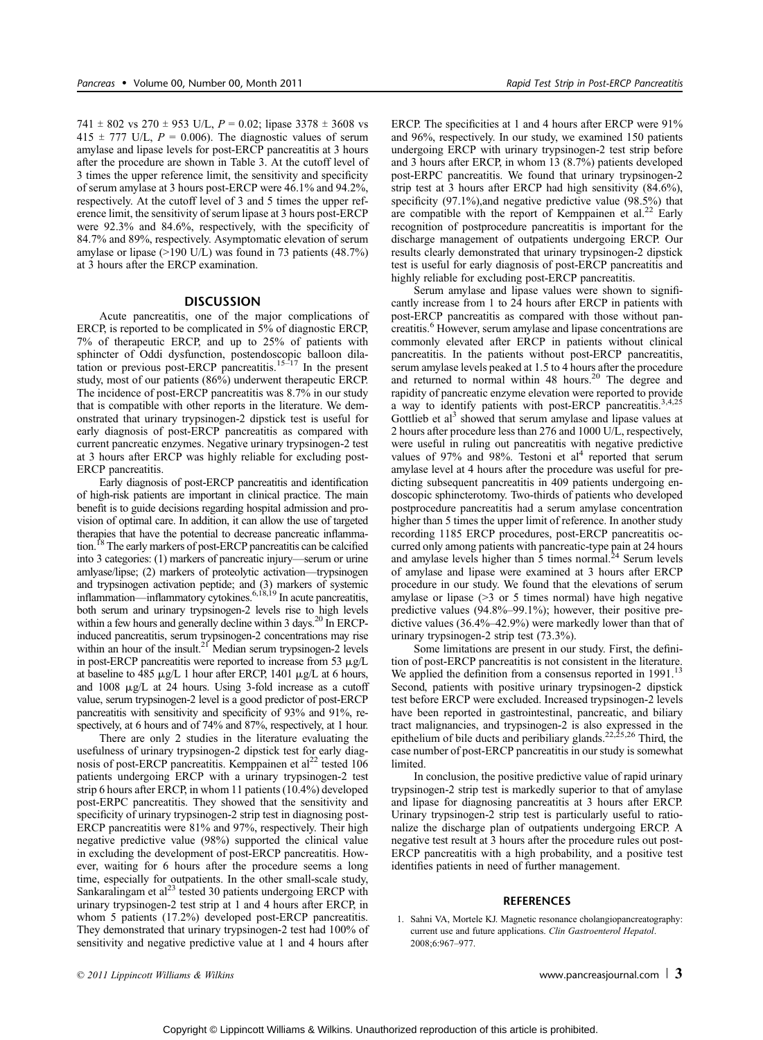741 ± 802 vs 270 ± 953 U/L, $P = 0.02$; lipase 3378 ± 3608 vs 415 ± 777 U/L, $P = 0.006$). The diagnostic values of serum amylase and lipase levels for post-ERCP pancreatitis at 3 hours after the procedure are shown in Table 3. At the cutoff level of 3 times the upper reference limit, the sensitivity and specificity of serum amylase at 3 hours post-ERCP were 46.1% and 94.2%, respectively. At the cutoff level of 3 and 5 times the upper reference limit, the sensitivity of serum lipase at 3 hours post-ERCP were 92.3% and 84.6%, respectively, with the specificity of 84.7% and 89%, respectively. Asymptomatic elevation of serum amylase or lipase (>190 U/L) was found in 73 patients (48.7%) at 3 hours after the ERCP examination.

## DISCUSSION

Acute pancreatitis, one of the major complications of ERCP, is reported to be complicated in 5% of diagnostic ERCP, 7% of therapeutic ERCP, and up to 25% of patients with sphincter of Oddi dysfunction, postendoscopic balloon dilatation or previous post-ERCP pancreatitis.[15–17] In the present study, most of our patients (86%) underwent therapeutic ERCP. The incidence of post-ERCP pancreatitis was 8.7% in our study that is compatible with other reports in the literature. We demonstrated that urinary trypsinogen-2 dipstick test is useful for early diagnosis of post-ERCP pancreatitis as compared with current pancreatic enzymes. Negative urinary trypsinogen-2 test at 3 hours after ERCP was highly reliable for excluding post-ERCP pancreatitis.

Early diagnosis of post-ERCP pancreatitis and identification of high-risk patients are important in clinical practice. The main benefit is to guide decisions regarding hospital admission and provision of optimal care. In addition, it can allow the use of targeted therapies that have the potential to decrease pancreatic inflammation.[18] The early markers of post-ERCP pancreatitis can be calcified into 3 categories: (1) markers of pancreatic injury—serum or urine amlyase/lipse; (2) markers of proteolytic activation—trypsinogen and trypsinogen activation peptide; and (3) markers of systemic inflammation—inflammatory cytokines.[6,18,19] In acute pancreatitis, both serum and urinary trypsinogen-2 levels rise to high levels within a few hours and generally decline within 3 days.[20] In ERCP-induced pancreatitis, serum trypsinogen-2 concentrations may rise within an hour of the insult.[21] Median serum trypsinogen-2 levels in post-ERCP pancreatitis were reported to increase from 53 μg/L at baseline to 485 μg/L 1 hour after ERCP, 1401 μg/L at 6 hours, and 1008 μg/L at 24 hours. Using 3-fold increase as a cutoff value, serum trypsinogen-2 level is a good predictor of post-ERCP pancreatitis with sensitivity and specificity of 93% and 91%, respectively, at 6 hours and of 74% and 87%, respectively, at 1 hour.

There are only 2 studies in the literature evaluating the usefulness of urinary trypsinogen-2 dipstick test for early diagnosis of post-ERCP pancreatitis. Kemppainen et al[22] tested 106 patients undergoing ERCP with a urinary trypsinogen-2 test strip 6 hours after ERCP, in whom 11 patients (10.4%) developed post-ERPC pancreatitis. They showed that the sensitivity and specificity of urinary trypsinogen-2 strip test in diagnosing post-ERCP pancreatitis were 81% and 97%, respectively. Their high negative predictive value (98%) supported the clinical value in excluding the development of post-ERCP pancreatitis. However, waiting for 6 hours after the procedure seems a long time, especially for outpatients. In the other small-scale study, Sankaralingam et al[23] tested 30 patients undergoing ERCP with urinary trypsinogen-2 test strip at 1 and 4 hours after ERCP, in whom 5 patients (17.2%) developed post-ERCP pancreatitis. They demonstrated that urinary trypsinogen-2 test had 100% of sensitivity and negative predictive value at 1 and 4 hours after ERCP. The specificities at 1 and 4 hours after ERCP were 91% and 96%, respectively. In our study, we examined 150 patients undergoing ERCP with urinary trypsinogen-2 test strip before and 3 hours after ERCP, in whom 13 (8.7%) patients developed post-ERPC pancreatitis. We found that urinary trypsinogen-2 strip test at 3 hours after ERCP had high sensitivity (84.6%), specificity (97.1%),and negative predictive value (98.5%) that are compatible with the report of Kemppainen et al.[22] Early recognition of postprocedure pancreatitis is important for the discharge management of outpatients undergoing ERCP. Our results clearly demonstrated that urinary trypsinogen-2 dipstick test is useful for early diagnosis of post-ERCP pancreatitis and highly reliable for excluding post-ERCP pancreatitis.

Serum amylase and lipase values were shown to significantly increase from 1 to 24 hours after ERCP in patients with post-ERCP pancreatitis as compared with those without pancreatitis.[6] However, serum amylase and lipase concentrations are commonly elevated after ERCP in patients without clinical pancreatitis. In the patients without post-ERCP pancreatitis, serum amylase levels peaked at 1.5 to 4 hours after the procedure and returned to normal within 48 hours.[20] The degree and rapidity of pancreatic enzyme elevation were reported to provide a way to identify patients with post-ERCP pancreatitis.[3,4,25] Gottlieb et al[3] showed that serum amylase and lipase values at 2 hours after procedure less than 276 and 1000 U/L, respectively, were useful in ruling out pancreatitis with negative predictive values of 97% and 98%. Testoni et al[4] reported that serum amylase level at 4 hours after the procedure was useful for predicting subsequent pancreatitis in 409 patients undergoing endoscopic sphincterotomy. Two-thirds of patients who developed postprocedure pancreatitis had a serum amylase concentration higher than 5 times the upper limit of reference. In another study recording 1185 ERCP procedures, post-ERCP pancreatitis occurred only among patients with pancreatic-type pain at 24 hours and amylase levels higher than 5 times normal.[24] Serum levels of amylase and lipase were examined at 3 hours after ERCP procedure in our study. We found that the elevations of serum amylase or lipase (>3 or 5 times normal) have high negative predictive values (94.8%–99.1%); however, their positive predictive values (36.4%–42.9%) were markedly lower than that of urinary trypsinogen-2 strip test (73.3%).

Some limitations are present in our study. First, the definition of post-ERCP pancreatitis is not consistent in the literature. We applied the definition from a consensus reported in 1991.[13] Second, patients with positive urinary trypsinogen-2 dipstick test before ERCP were excluded. Increased trypsinogen-2 levels have been reported in gastrointestinal, pancreatic, and biliary tract malignancies, and trypsinogen-2 is also expressed in the epithelium of bile ducts and peribiliary glands.[22,25,26] Third, the case number of post-ERCP pancreatitis in our study is somewhat limited.

In conclusion, the positive predictive value of rapid urinary trypsinogen-2 strip test is markedly superior to that of amylase and lipase for diagnosing pancreatitis at 3 hours after ERCP. Urinary trypsinogen-2 strip test is particularly useful to rationalize the discharge plan of outpatients undergoing ERCP. A negative test result at 3 hours after the procedure rules out post-ERCP pancreatitis with a high probability, and a positive test identifies patients in need of further management.

## REFERENCES

1. Sahni VA, Mortele KJ. Magnetic resonance cholangiopancreatography: current use and future applications. *Clin Gastroenterol Hepatol*. 2008;6:967–977.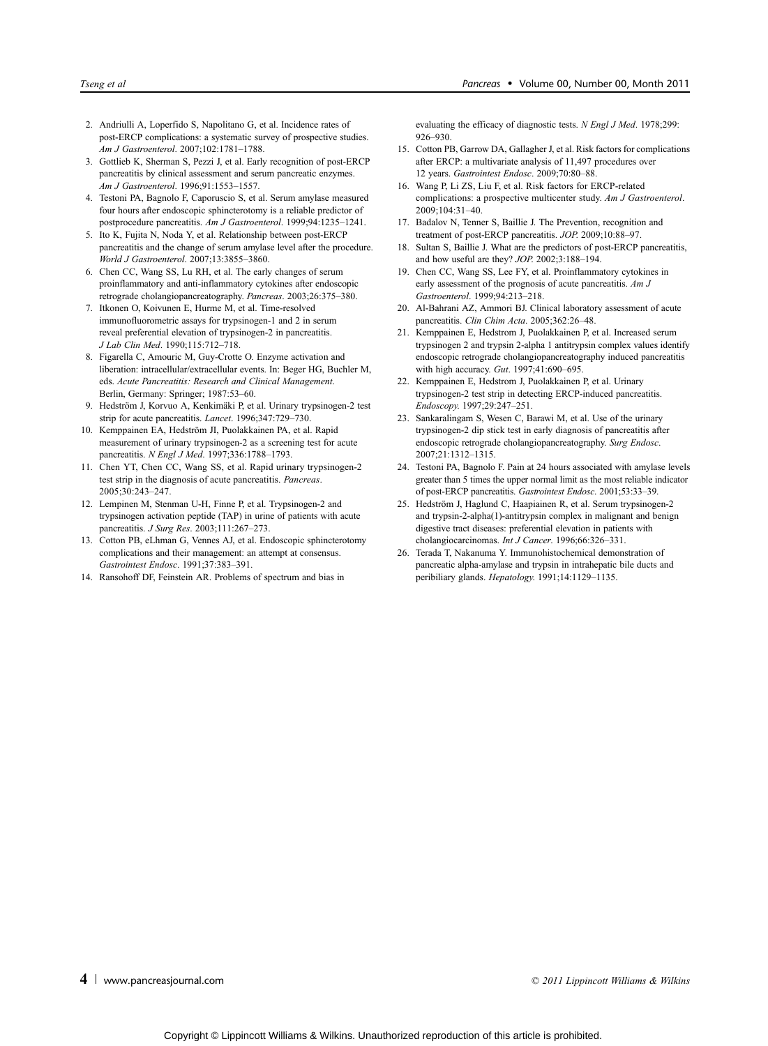2. Andriulli A, Loperfido S, Napolitano G, et al. Incidence rates of post-ERCP complications: a systematic survey of prospective studies. *Am J Gastroenterol*. 2007;102:1781–1788.
3. Gottlieb K, Sherman S, Pezzi J, et al. Early recognition of post-ERCP pancreatitis by clinical assessment and serum pancreatic enzymes. *Am J Gastroenterol*. 1996;91:1553–1557.
4. Testoni PA, Bagnolo F, Caporuscio S, et al. Serum amylase measured four hours after endoscopic sphincterotomy is a reliable predictor of postprocedure pancreatitis. *Am J Gastroenterol*. 1999;94:1235–1241.
5. Ito K, Fujita N, Noda Y, et al. Relationship between post-ERCP pancreatitis and the change of serum amylase level after the procedure. *World J Gastroenterol*. 2007;13:3855–3860.
6. Chen CC, Wang SS, Lu RH, et al. The early changes of serum proinflammatory and anti-inflammatory cytokines after endoscopic retrograde cholangiopancreatography. *Pancreas*. 2003;26:375–380.
7. Itkonen O, Koivunen E, Hurme M, et al. Time-resolved immunofluorometric assays for trypsinogen-1 and 2 in serum reveal preferential elevation of trypsinogen-2 in pancreatitis. *J Lab Clin Med*. 1990;115:712–718.
8. Figarella C, Amouric M, Guy-Crotte O. Enzyme activation and liberation: intracellular/extracellular events. In: Beger HG, Buchler M, eds. *Acute Pancreatitis: Research and Clinical Management*. Berlin, Germany: Springer; 1987:53–60.
9. Hedström J, Korvuo A, Kenkimäki P, et al. Urinary trypsinogen-2 test strip for acute pancreatitis. *Lancet*. 1996;347:729–730.
10. Kemppainen EA, Hedström JI, Puolakkainen PA, et al. Rapid measurement of urinary trypsinogen-2 as a screening test for acute pancreatitis. *N Engl J Med*. 1997;336:1788–1793.
11. Chen YT, Chen CC, Wang SS, et al. Rapid urinary trypsinogen-2 test strip in the diagnosis of acute pancreatitis. *Pancreas*. 2005;30:243–247.
12. Lempinen M, Stenman U-H, Finne P, et al. Trypsinogen-2 and trypsinogen activation peptide (TAP) in urine of patients with acute pancreatitis. *J Surg Res*. 2003;111:267–273.
13. Cotton PB, eLhman G, Vennes AJ, et al. Endoscopic sphincterotomy complications and their management: an attempt at consensus. *Gastrointest Endosc*. 1991;37:383–391.
14. Ransohoff DF, Feinstein AR. Problems of spectrum and bias in evaluating the efficacy of diagnostic tests. *N Engl J Med*. 1978;299: 926–930.
15. Cotton PB, Garrow DA, Gallagher J, et al. Risk factors for complications after ERCP: a multivariate analysis of 11,497 procedures over 12 years. *Gastrointest Endosc*. 2009;70:80–88.
16. Wang P, Li ZS, Liu F, et al. Risk factors for ERCP-related complications: a prospective multicenter study. *Am J Gastroenterol*. 2009;104:31–40.
17. Badalov N, Tenner S, Baillie J. The Prevention, recognition and treatment of post-ERCP pancreatitis. *JOP*. 2009;10:88–97.
18. Sultan S, Baillie J. What are the predictors of post-ERCP pancreatitis, and how useful are they? *JOP*. 2002;3:188–194.
19. Chen CC, Wang SS, Lee FY, et al. Proinflammatory cytokines in early assessment of the prognosis of acute pancreatitis. *Am J Gastroenterol*. 1999;94:213–218.
20. Al-Bahrani AZ, Ammori BJ. Clinical laboratory assessment of acute pancreatitis. *Clin Chim Acta*. 2005;362:26–48.
21. Kemppainen E, Hedstrom J, Puolakkainen P, et al. Increased serum trypsinogen 2 and trypsin 2-alpha 1 antitrypsin complex values identify endoscopic retrograde cholangiopancreatography induced pancreatitis with high accuracy. *Gut*. 1997;41:690–695.
22. Kemppainen E, Hedstrom J, Puolakkainen P, et al. Urinary trypsinogen-2 test strip in detecting ERCP-induced pancreatitis. *Endoscopy*. 1997;29:247–251.
23. Sankaralingam S, Wesen C, Barawi M, et al. Use of the urinary trypsinogen-2 dip stick test in early diagnosis of pancreatitis after endoscopic retrograde cholangiopancreatography. *Surg Endosc*. 2007;21:1312–1315.
24. Testoni PA, Bagnolo F. Pain at 24 hours associated with amylase levels greater than 5 times the upper normal limit as the most reliable indicator of post-ERCP pancreatitis. *Gastrointest Endosc*. 2001;53:33–39.
25. Hedström J, Haglund C, Haapiainen R, et al. Serum trypsinogen-2 and trypsin-2-alpha(1)-antitrypsin complex in malignant and benign digestive tract diseases: preferential elevation in patients with cholangiocarcinomas. *Int J Cancer*. 1996;66:326–331.
26. Terada T, Nakanuma Y. Immunohistochemical demonstration of pancreatic alpha-amylase and trypsin in intrahepatic bile ducts and peribiliary glands. *Hepatology*. 1991;14:1129–1135.